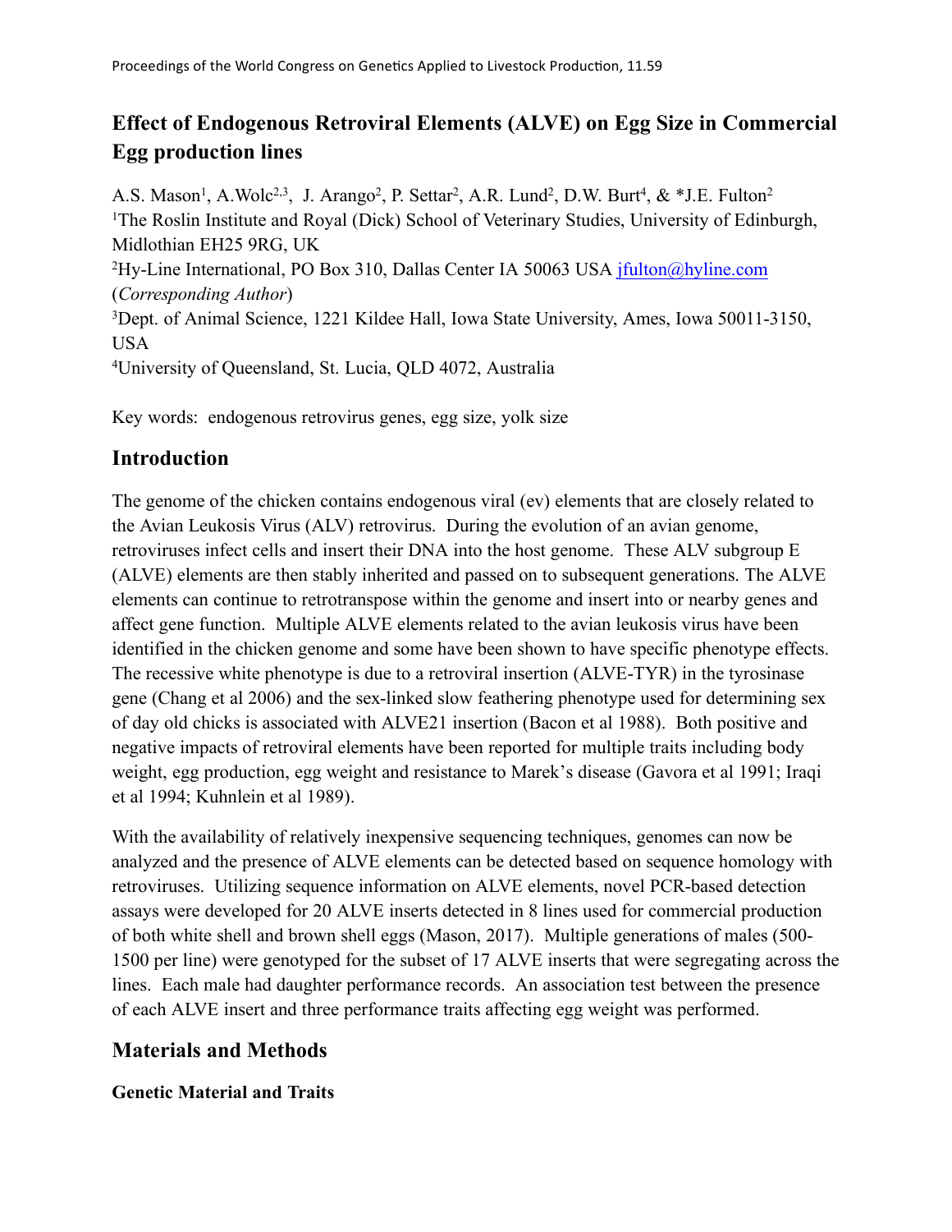# Effect of Endogenous Retroviral Elements (ALVE) on Egg Size in Commercial Egg production lines

A.S. Mason[1], A.Wolc[2,3], J. Arango[2], P. Settar[2], A.R. Lund[2], D.W. Burt[4], & *J.E. Fulton[2]

[1]The Roslin Institute and Royal (Dick) School of Veterinary Studies, University of Edinburgh, Midlothian EH25 9RG, UK

[2]Hy-Line International, PO Box 310, Dallas Center IA 50063 USA jfulton@hyline.com (*Corresponding Author*)

[3]Dept. of Animal Science, 1221 Kildee Hall, Iowa State University, Ames, Iowa 50011-3150, USA

[4]University of Queensland, St. Lucia, QLD 4072, Australia

Key words: endogenous retrovirus genes, egg size, yolk size

## Introduction

The genome of the chicken contains endogenous viral (ev) elements that are closely related to the Avian Leukosis Virus (ALV) retrovirus. During the evolution of an avian genome, retroviruses infect cells and insert their DNA into the host genome. These ALV subgroup E (ALVE) elements are then stably inherited and passed on to subsequent generations. The ALVE elements can continue to retrotranspose within the genome and insert into or nearby genes and affect gene function. Multiple ALVE elements related to the avian leukosis virus have been identified in the chicken genome and some have been shown to have specific phenotype effects. The recessive white phenotype is due to a retroviral insertion (ALVE-TYR) in the tyrosinase gene (Chang et al 2006) and the sex-linked slow feathering phenotype used for determining sex of day old chicks is associated with ALVE21 insertion (Bacon et al 1988). Both positive and negative impacts of retroviral elements have been reported for multiple traits including body weight, egg production, egg weight and resistance to Marek's disease (Gavora et al 1991; Iraqi et al 1994; Kuhnlein et al 1989).

With the availability of relatively inexpensive sequencing techniques, genomes can now be analyzed and the presence of ALVE elements can be detected based on sequence homology with retroviruses. Utilizing sequence information on ALVE elements, novel PCR-based detection assays were developed for 20 ALVE inserts detected in 8 lines used for commercial production of both white shell and brown shell eggs (Mason, 2017). Multiple generations of males (500-1500 per line) were genotyped for the subset of 17 ALVE inserts that were segregating across the lines. Each male had daughter performance records. An association test between the presence of each ALVE insert and three performance traits affecting egg weight was performed.

## Materials and Methods

### Genetic Material and Traits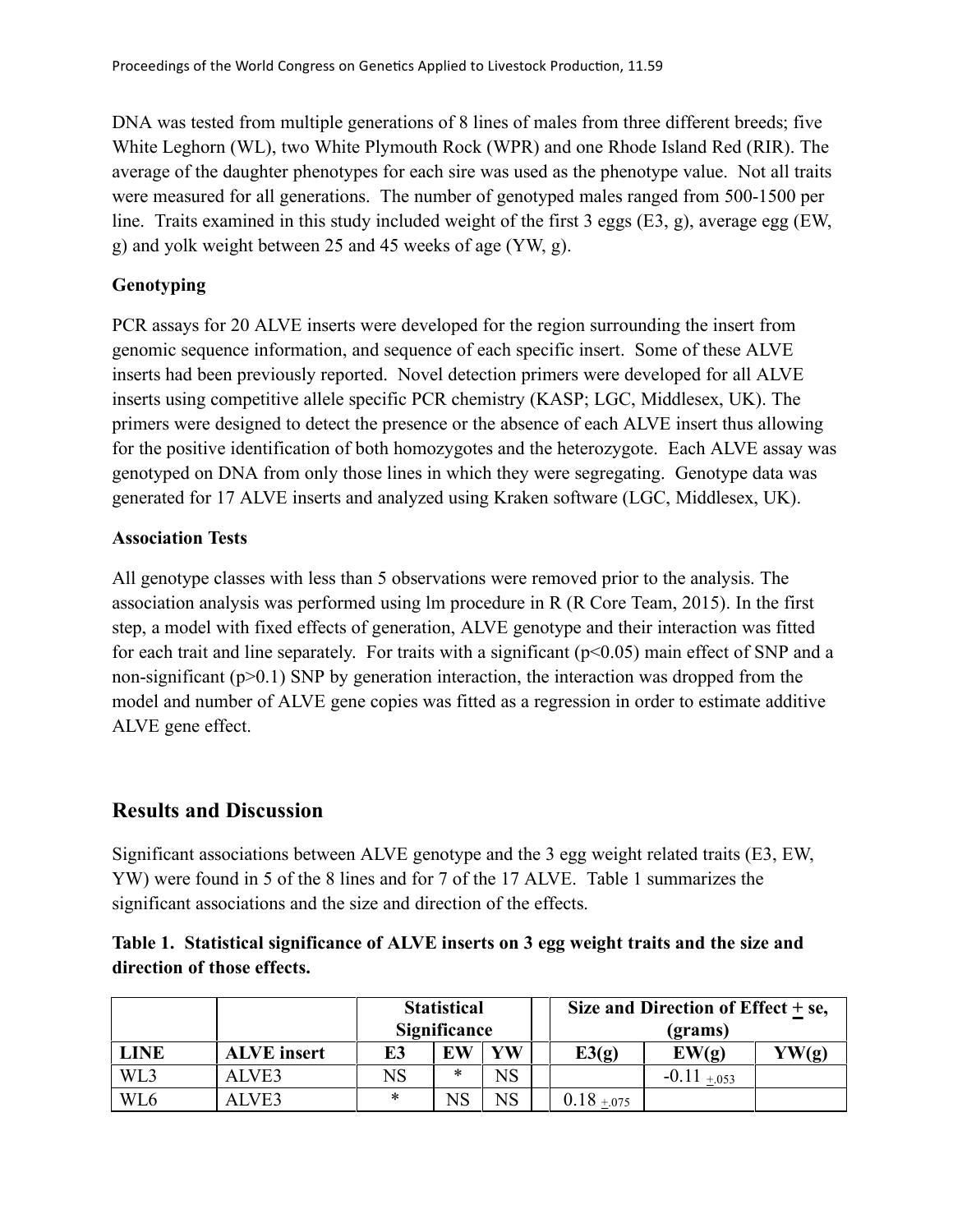DNA was tested from multiple generations of 8 lines of males from three different breeds; five White Leghorn (WL), two White Plymouth Rock (WPR) and one Rhode Island Red (RIR). The average of the daughter phenotypes for each sire was used as the phenotype value. Not all traits were measured for all generations. The number of genotyped males ranged from 500-1500 per line. Traits examined in this study included weight of the first 3 eggs (E3, g), average egg (EW, g) and yolk weight between 25 and 45 weeks of age (YW, g).

### Genotyping

PCR assays for 20 ALVE inserts were developed for the region surrounding the insert from genomic sequence information, and sequence of each specific insert. Some of these ALVE inserts had been previously reported. Novel detection primers were developed for all ALVE inserts using competitive allele specific PCR chemistry (KASP; LGC, Middlesex, UK). The primers were designed to detect the presence or the absence of each ALVE insert thus allowing for the positive identification of both homozygotes and the heterozygote. Each ALVE assay was genotyped on DNA from only those lines in which they were segregating. Genotype data was generated for 17 ALVE inserts and analyzed using Kraken software (LGC, Middlesex, UK).

### Association Tests

All genotype classes with less than 5 observations were removed prior to the analysis. The association analysis was performed using lm procedure in R (R Core Team, 2015). In the first step, a model with fixed effects of generation, ALVE genotype and their interaction was fitted for each trait and line separately. For traits with a significant ($p<0.05$) main effect of SNP and a non-significant ($p>0.1$) SNP by generation interaction, the interaction was dropped from the model and number of ALVE gene copies was fitted as a regression in order to estimate additive ALVE gene effect.

## Results and Discussion

Significant associations between ALVE genotype and the 3 egg weight related traits (E3, EW, YW) were found in 5 of the 8 lines and for 7 of the 17 ALVE. Table 1 summarizes the significant associations and the size and direction of the effects.

**Table 1. Statistical significance of ALVE inserts on 3 egg weight traits and the size and direction of those effects.**

| | | Statistical Significance | | | | Size and Direction of Effect ± se, (grams) | | |
|---|---|---|---|---|---|---|---|---|
| **LINE** | **ALVE insert** | **E3** | **EW** | **YW** | | **E3(g)** | **EW(g)** | **YW(g)** |
| WL3 | ALVE3 | NS | * | NS | | | -0.11 ±.053 | |
| WL6 | ALVE3 | * | NS | NS | | 0.18 ±.075 | | |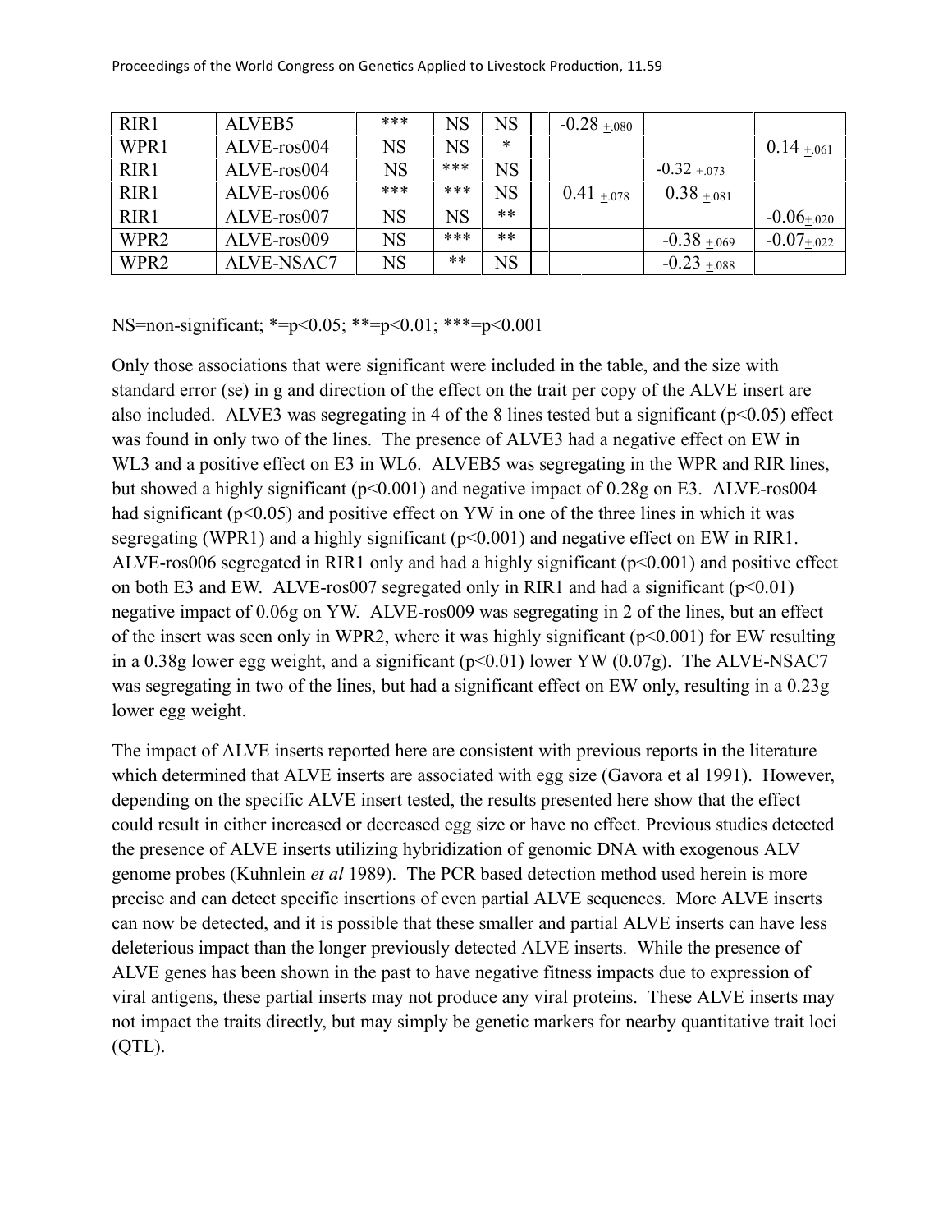| RIR1 | ALVEB5 | *** | NS | NS | | -0.28 $\pm .080$ | | |
|---|---|---|---|---|---|---|---|---|
| WPR1 | ALVE-ros004 | NS | NS | * | | | | 0.14 $\pm .061$ |
| RIR1 | ALVE-ros004 | NS | *** | NS | | | -0.32 $\pm .073$ | |
| RIR1 | ALVE-ros006 | *** | *** | NS | | 0.41 $\pm .078$ | 0.38 $\pm .081$ | |
| RIR1 | ALVE-ros007 | NS | NS | ** | | | | -0.06 $\pm .020$ |
| WPR2 | ALVE-ros009 | NS | *** | ** | | | -0.38 $\pm .069$ | -0.07 $\pm .022$ |
| WPR2 | ALVE-NSAC7 | NS | ** | NS | | | -0.23 $\pm .088$ | |

NS=non-significant; *=$p<0.05$; **=$p<0.01$; ***=$p<0.001$

Only those associations that were significant were included in the table, and the size with standard error (se) in g and direction of the effect on the trait per copy of the ALVE insert are also included. ALVE3 was segregating in 4 of the 8 lines tested but a significant ($p<0.05$) effect was found in only two of the lines. The presence of ALVE3 had a negative effect on EW in WL3 and a positive effect on E3 in WL6. ALVEB5 was segregating in the WPR and RIR lines, but showed a highly significant ($p<0.001$) and negative impact of 0.28g on E3. ALVE-ros004 had significant ($p<0.05$) and positive effect on YW in one of the three lines in which it was segregating (WPR1) and a highly significant ($p<0.001$) and negative effect on EW in RIR1. ALVE-ros006 segregated in RIR1 only and had a highly significant ($p<0.001$) and positive effect on both E3 and EW. ALVE-ros007 segregated only in RIR1 and had a significant ($p<0.01$) negative impact of 0.06g on YW. ALVE-ros009 was segregating in 2 of the lines, but an effect of the insert was seen only in WPR2, where it was highly significant ($p<0.001$) for EW resulting in a 0.38g lower egg weight, and a significant ($p<0.01$) lower YW (0.07g). The ALVE-NSAC7 was segregating in two of the lines, but had a significant effect on EW only, resulting in a 0.23g lower egg weight.

The impact of ALVE inserts reported here are consistent with previous reports in the literature which determined that ALVE inserts are associated with egg size (Gavora et al 1991). However, depending on the specific ALVE insert tested, the results presented here show that the effect could result in either increased or decreased egg size or have no effect. Previous studies detected the presence of ALVE inserts utilizing hybridization of genomic DNA with exogenous ALV genome probes (Kuhnlein *et al* 1989). The PCR based detection method used herein is more precise and can detect specific insertions of even partial ALVE sequences. More ALVE inserts can now be detected, and it is possible that these smaller and partial ALVE inserts can have less deleterious impact than the longer previously detected ALVE inserts. While the presence of ALVE genes has been shown in the past to have negative fitness impacts due to expression of viral antigens, these partial inserts may not produce any viral proteins. These ALVE inserts may not impact the traits directly, but may simply be genetic markers for nearby quantitative trait loci (QTL).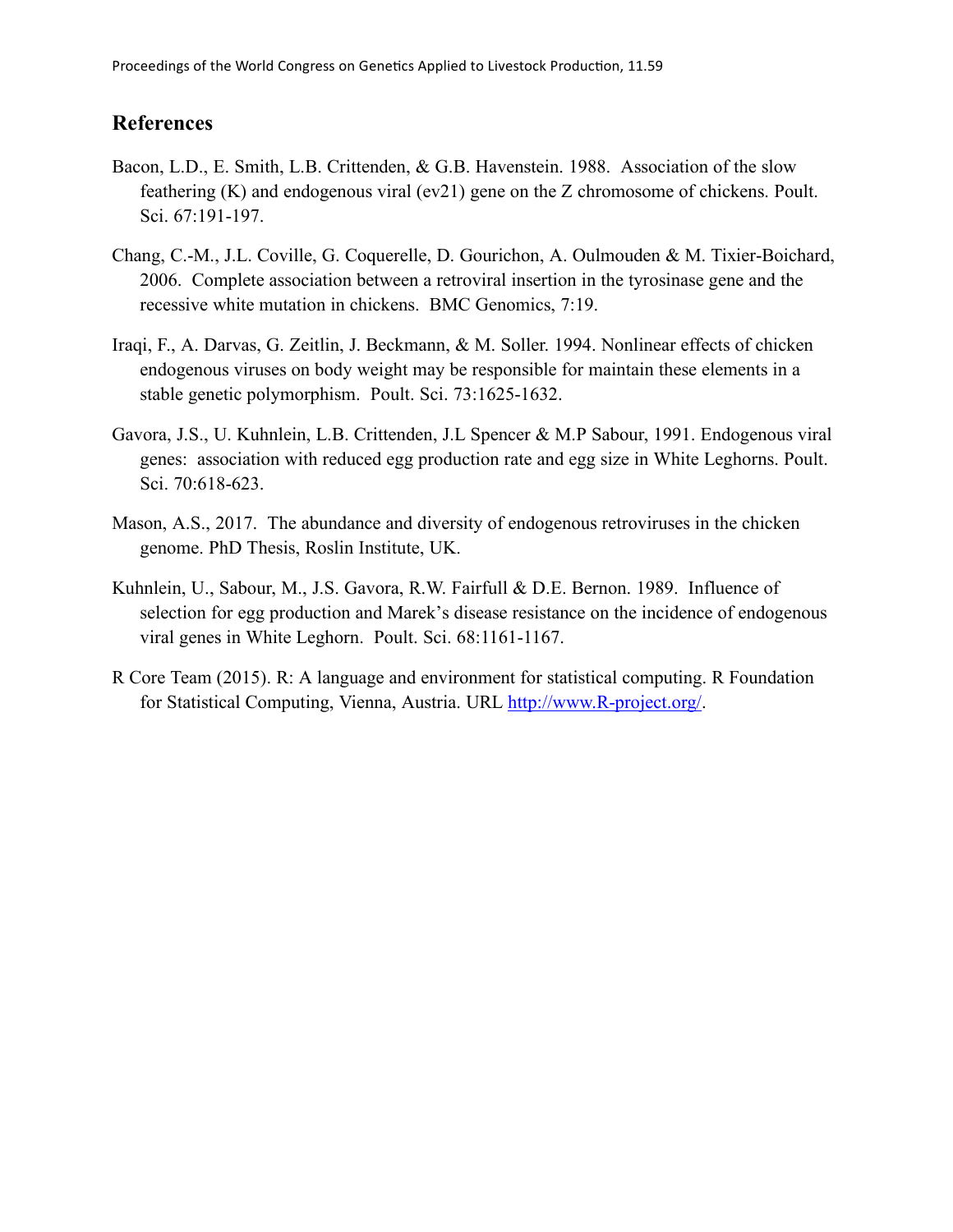## References

Bacon, L.D., E. Smith, L.B. Crittenden, & G.B. Havenstein. 1988. Association of the slow feathering (K) and endogenous viral (ev21) gene on the Z chromosome of chickens. Poult. Sci. 67:191-197.

Chang, C.-M., J.L. Coville, G. Coquerelle, D. Gourichon, A. Oulmouden & M. Tixier-Boichard, 2006. Complete association between a retroviral insertion in the tyrosinase gene and the recessive white mutation in chickens. BMC Genomics, 7:19.

Iraqi, F., A. Darvas, G. Zeitlin, J. Beckmann, & M. Soller. 1994. Nonlinear effects of chicken endogenous viruses on body weight may be responsible for maintain these elements in a stable genetic polymorphism. Poult. Sci. 73:1625-1632.

Gavora, J.S., U. Kuhnlein, L.B. Crittenden, J.L Spencer & M.P Sabour, 1991. Endogenous viral genes: association with reduced egg production rate and egg size in White Leghorns. Poult. Sci. 70:618-623.

Mason, A.S., 2017. The abundance and diversity of endogenous retroviruses in the chicken genome. PhD Thesis, Roslin Institute, UK.

Kuhnlein, U., Sabour, M., J.S. Gavora, R.W. Fairfull & D.E. Bernon. 1989. Influence of selection for egg production and Marek's disease resistance on the incidence of endogenous viral genes in White Leghorn. Poult. Sci. 68:1161-1167.

R Core Team (2015). R: A language and environment for statistical computing. R Foundation for Statistical Computing, Vienna, Austria. URL http://www.R-project.org/.